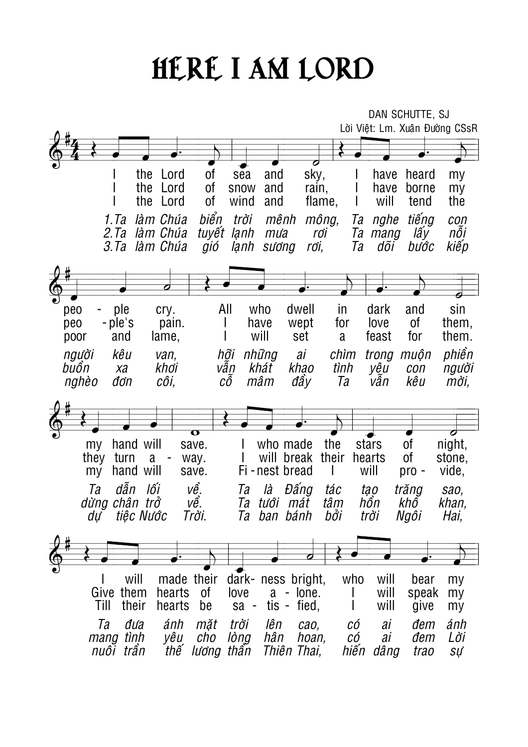# HERE I AM LORD

DAN SCHUTTE, SJ

Lời Việt: Lm. Xuân Đường CSsR

I the Lord of sea and sky, I have heard my people cry. All who dwell in dark and sin my hand will save. I who made the stars of night, I will made their dark- ness bright, who will bear my

I the Lord of snow and rain, I have borne my peo-ple's pain. I have wept for love of them, they turn a - way. I will break their hearts of stone, Give them hearts of love a - lone. I will speak my

I the Lord of wind and flame, I will tend the poor and lame, I will set a feast for them. my hand will save. Fi - nest bread I will pro - vide, Till their hearts be sa - tis - fied, I will give my

*1.Ta làm Chúa biển trời mênh mông, Ta nghe tiếng con người kêu van, hỡi những ai chìm trong muộn phiền Ta dẫn lối về. Ta là Đấng tác tạo trăng sao, Ta đưa ánh mặt trời lên cao, có ai đem ánh*

*2.Ta làm Chúa tuyết lạnh mưa rơi Ta mang lấy nỗi buồn xa khơi vẫn khát khao tình yêu con người dừng chân trở về. Ta tưới mát tâm hồn khô khan, mang tình yêu cho lòng hân hoan, có ai đem Lời*

*3.Ta làm Chúa gió lạnh sương rơi, Ta dõi bước kiếp nghèo đơn côi, cỗ mâm đầy Ta vẫn kêu mời, dự tiệc Nước Trời. Ta ban bánh bởi trời Ngôi Hai, nuôi trần thế lương thần Thiên Thai, hiến dâng trao sự*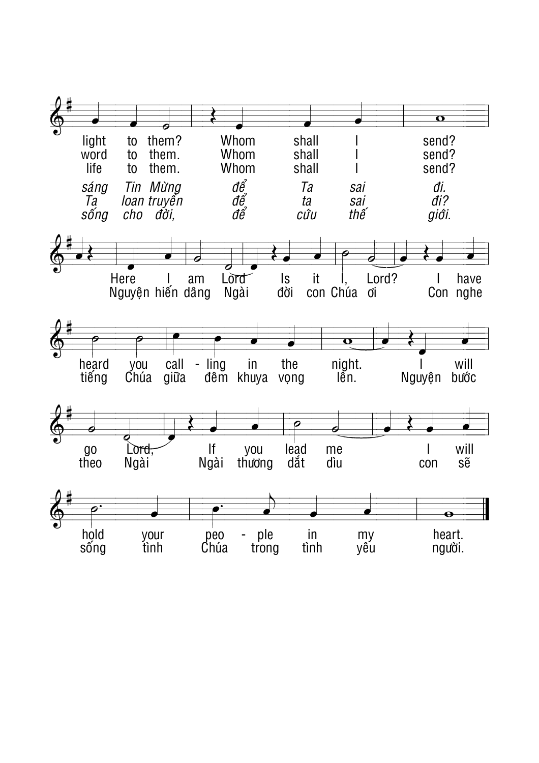light to them? Whom shall I send?
word to them. Whom shall I send?
life to them. Whom shall I send?

*sáng Tin Mừng để Ta sai đi.*
*Ta loan truyền để ta sai đi?*
*sống cho đời, để cứu thế giới.*

Here I am Lord Is it I, Lord? I have
Nguyện hiến dâng Ngài đời con Chúa ơi Con nghe

heard you call - ling in the night. I will
tiếng Chúa giữa đêm khuya vọng lên. Nguyện bước

go Lord, If you lead me I will
theo Ngài Ngài thương dắt dìu con sẽ

hold your peo - ple in my heart.
sống tình Chúa trong tình yêu người.